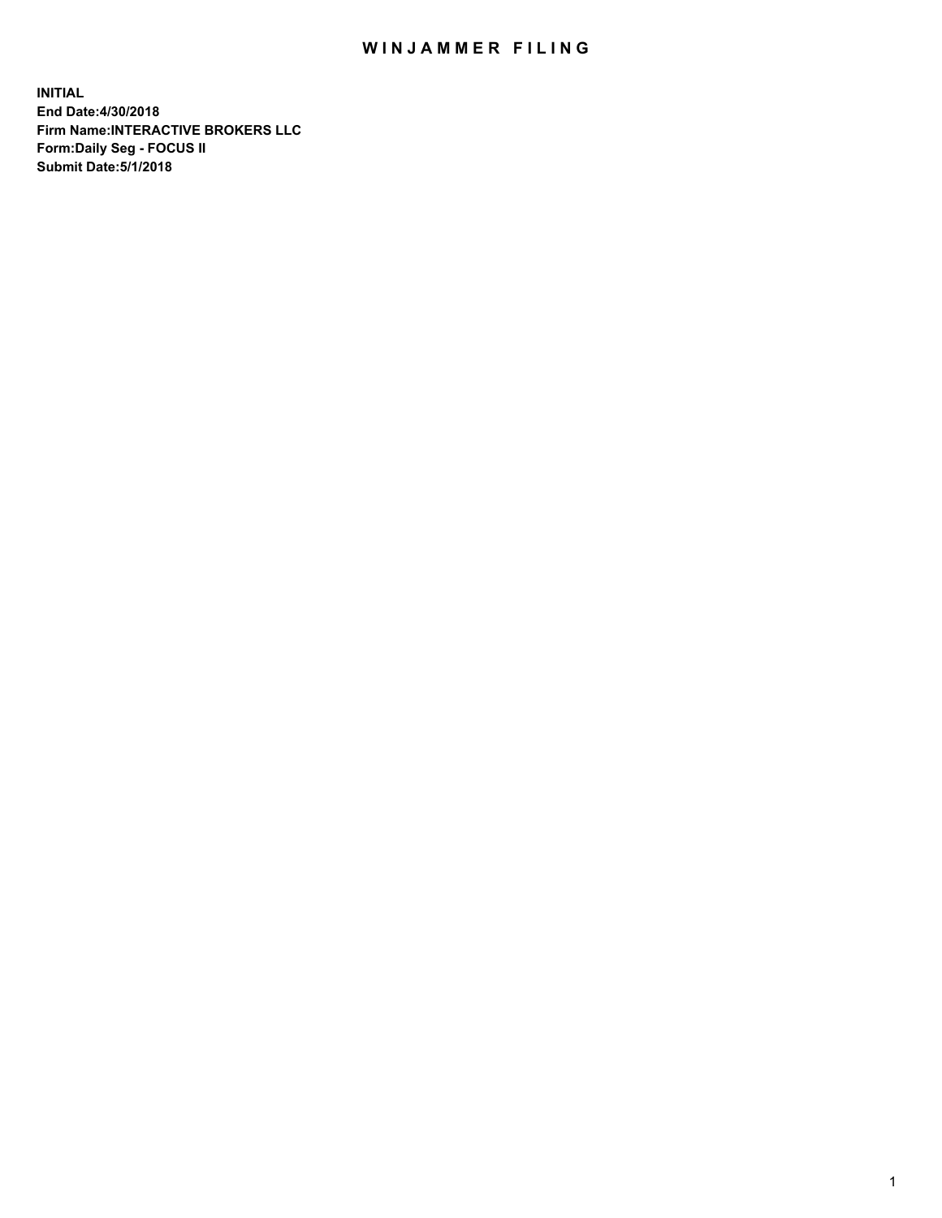# WINJAMMER FILING

**INITIAL**
**End Date:4/30/2018**
**Firm Name:INTERACTIVE BROKERS LLC**
**Form:Daily Seg - FOCUS II**
**Submit Date:5/1/2018**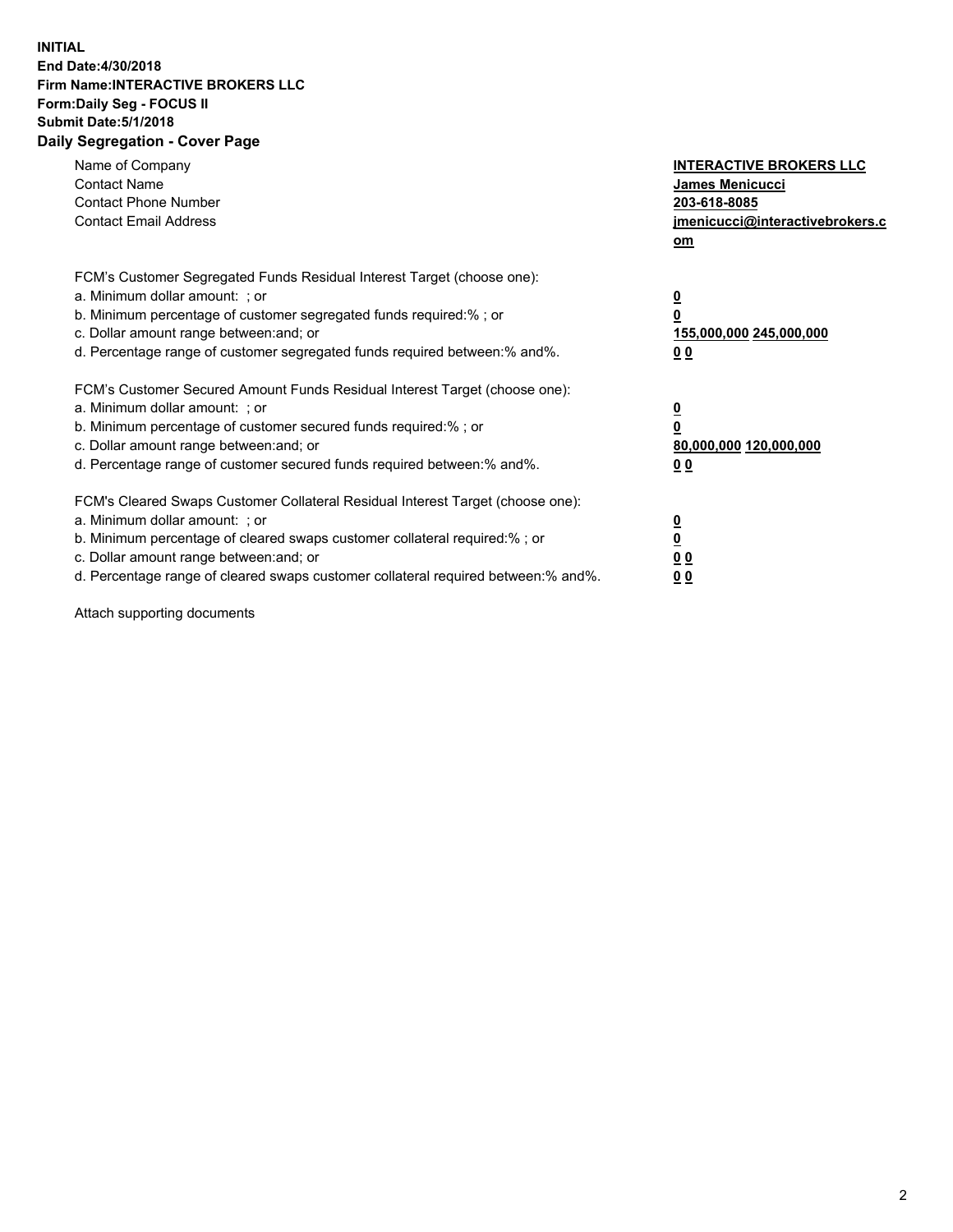**INITIAL**
**End Date:4/30/2018**
**Firm Name:INTERACTIVE BROKERS LLC**
**Form:Daily Seg - FOCUS II**
**Submit Date:5/1/2018**

## Daily Segregation - Cover Page

| | |
|---|---|
| Name of Company | **INTERACTIVE BROKERS LLC** |
| Contact Name | **James Menicucci** |
| Contact Phone Number | **203-618-8085** |
| Contact Email Address | **jmenicucci@interactivebrokers.com** |

FCM's Customer Segregated Funds Residual Interest Target (choose one):

| | |
|---|---|
| a. Minimum dollar amount: ; or | **0** |
| b. Minimum percentage of customer segregated funds required:% ; or | **0** |
| c. Dollar amount range between:and; or | **155,000,000 245,000,000** |
| d. Percentage range of customer segregated funds required between:% and%. | **0 0** |

FCM's Customer Secured Amount Funds Residual Interest Target (choose one):

| | |
|---|---|
| a. Minimum dollar amount: ; or | **0** |
| b. Minimum percentage of customer secured funds required:% ; or | **0** |
| c. Dollar amount range between:and; or | **80,000,000 120,000,000** |
| d. Percentage range of customer secured funds required between:% and%. | **0 0** |

FCM's Cleared Swaps Customer Collateral Residual Interest Target (choose one):

| | |
|---|---|
| a. Minimum dollar amount: ; or | **0** |
| b. Minimum percentage of cleared swaps customer collateral required:% ; or | **0** |
| c. Dollar amount range between:and; or | **0 0** |
| d. Percentage range of cleared swaps customer collateral required between:% and%. | **0 0** |

Attach supporting documents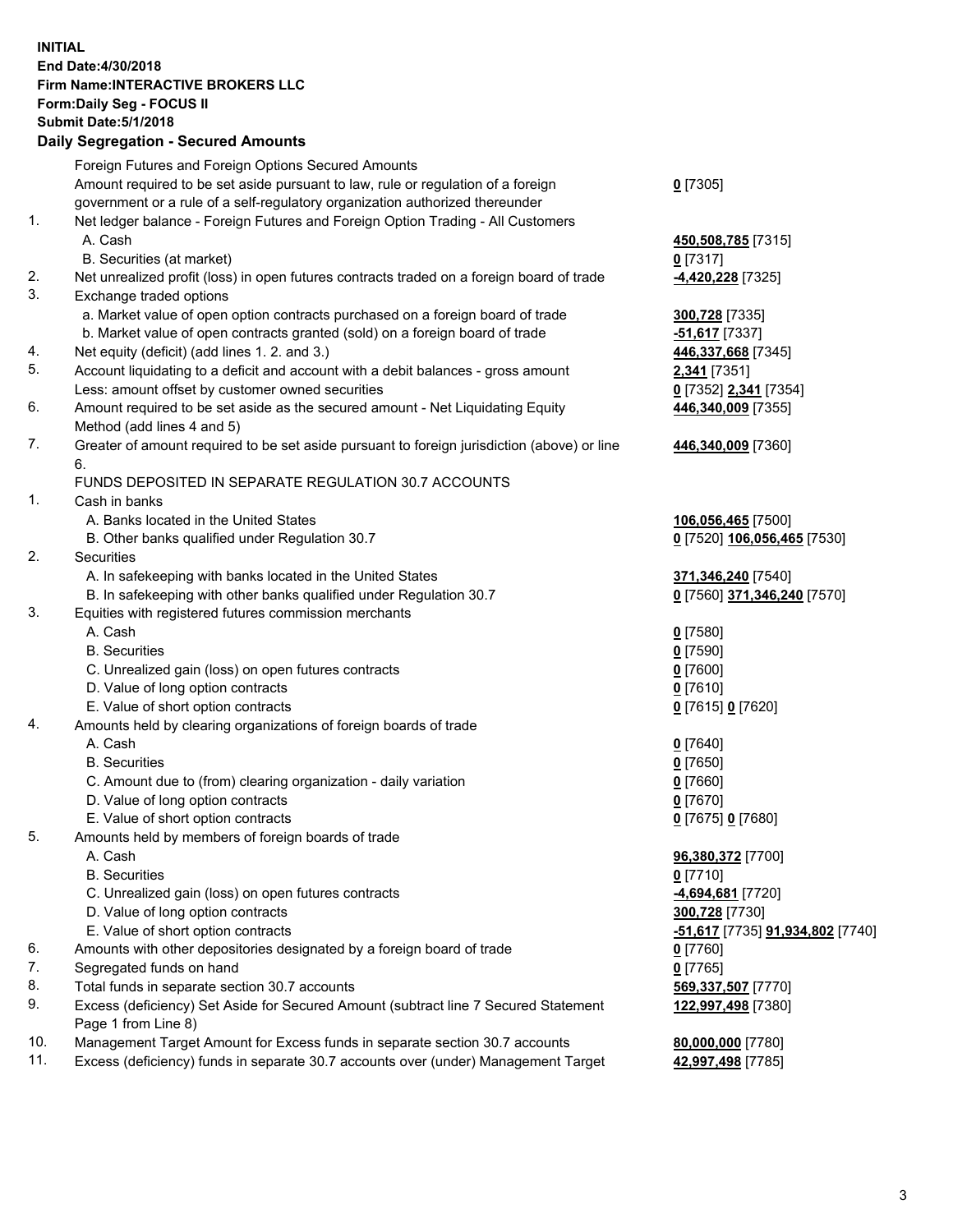**INITIAL**
**End Date:4/30/2018**
**Firm Name:INTERACTIVE BROKERS LLC**
**Form:Daily Seg - FOCUS II**
**Submit Date:5/1/2018**
**Daily Segregation - Secured Amounts**

| | | |
|---|---|---|
| | Foreign Futures and Foreign Options Secured Amounts | |
| | Amount required to be set aside pursuant to law, rule or regulation of a foreign government or a rule of a self-regulatory organization authorized thereunder | **0** [7305] |
| 1. | Net ledger balance - Foreign Futures and Foreign Option Trading - All Customers | |
| | A. Cash | **450,508,785** [7315] |
| | B. Securities (at market) | **0** [7317] |
| 2. | Net unrealized profit (loss) in open futures contracts traded on a foreign board of trade | **-4,420,228** [7325] |
| 3. | Exchange traded options | |
| | a. Market value of open option contracts purchased on a foreign board of trade | **300,728** [7335] |
| | b. Market value of open contracts granted (sold) on a foreign board of trade | **-51,617** [7337] |
| 4. | Net equity (deficit) (add lines 1. 2. and 3.) | **446,337,668** [7345] |
| 5. | Account liquidating to a deficit and account with a debit balances - gross amount | **2,341** [7351] |
| | Less: amount offset by customer owned securities | **0** [7352] **2,341** [7354] |
| 6. | Amount required to be set aside as the secured amount - Net Liquidating Equity Method (add lines 4 and 5) | **446,340,009** [7355] |
| 7. | Greater of amount required to be set aside pursuant to foreign jurisdiction (above) or line 6. | **446,340,009** [7360] |
| | FUNDS DEPOSITED IN SEPARATE REGULATION 30.7 ACCOUNTS | |
| 1. | Cash in banks | |
| | A. Banks located in the United States | **106,056,465** [7500] |
| | B. Other banks qualified under Regulation 30.7 | **0** [7520] **106,056,465** [7530] |
| 2. | Securities | |
| | A. In safekeeping with banks located in the United States | **371,346,240** [7540] |
| | B. In safekeeping with other banks qualified under Regulation 30.7 | **0** [7560] **371,346,240** [7570] |
| 3. | Equities with registered futures commission merchants | |
| | A. Cash | **0** [7580] |
| | B. Securities | **0** [7590] |
| | C. Unrealized gain (loss) on open futures contracts | **0** [7600] |
| | D. Value of long option contracts | **0** [7610] |
| | E. Value of short option contracts | **0** [7615] **0** [7620] |
| 4. | Amounts held by clearing organizations of foreign boards of trade | |
| | A. Cash | **0** [7640] |
| | B. Securities | **0** [7650] |
| | C. Amount due to (from) clearing organization - daily variation | **0** [7660] |
| | D. Value of long option contracts | **0** [7670] |
| | E. Value of short option contracts | **0** [7675] **0** [7680] |
| 5. | Amounts held by members of foreign boards of trade | |
| | A. Cash | **96,380,372** [7700] |
| | B. Securities | **0** [7710] |
| | C. Unrealized gain (loss) on open futures contracts | **-4,694,681** [7720] |
| | D. Value of long option contracts | **300,728** [7730] |
| | E. Value of short option contracts | **-51,617** [7735] **91,934,802** [7740] |
| 6. | Amounts with other depositories designated by a foreign board of trade | **0** [7760] |
| 7. | Segregated funds on hand | **0** [7765] |
| 8. | Total funds in separate section 30.7 accounts | **569,337,507** [7770] |
| 9. | Excess (deficiency) Set Aside for Secured Amount (subtract line 7 Secured Statement Page 1 from Line 8) | **122,997,498** [7380] |
| 10. | Management Target Amount for Excess funds in separate section 30.7 accounts | **80,000,000** [7780] |
| 11. | Excess (deficiency) funds in separate 30.7 accounts over (under) Management Target | **42,997,498** [7785] |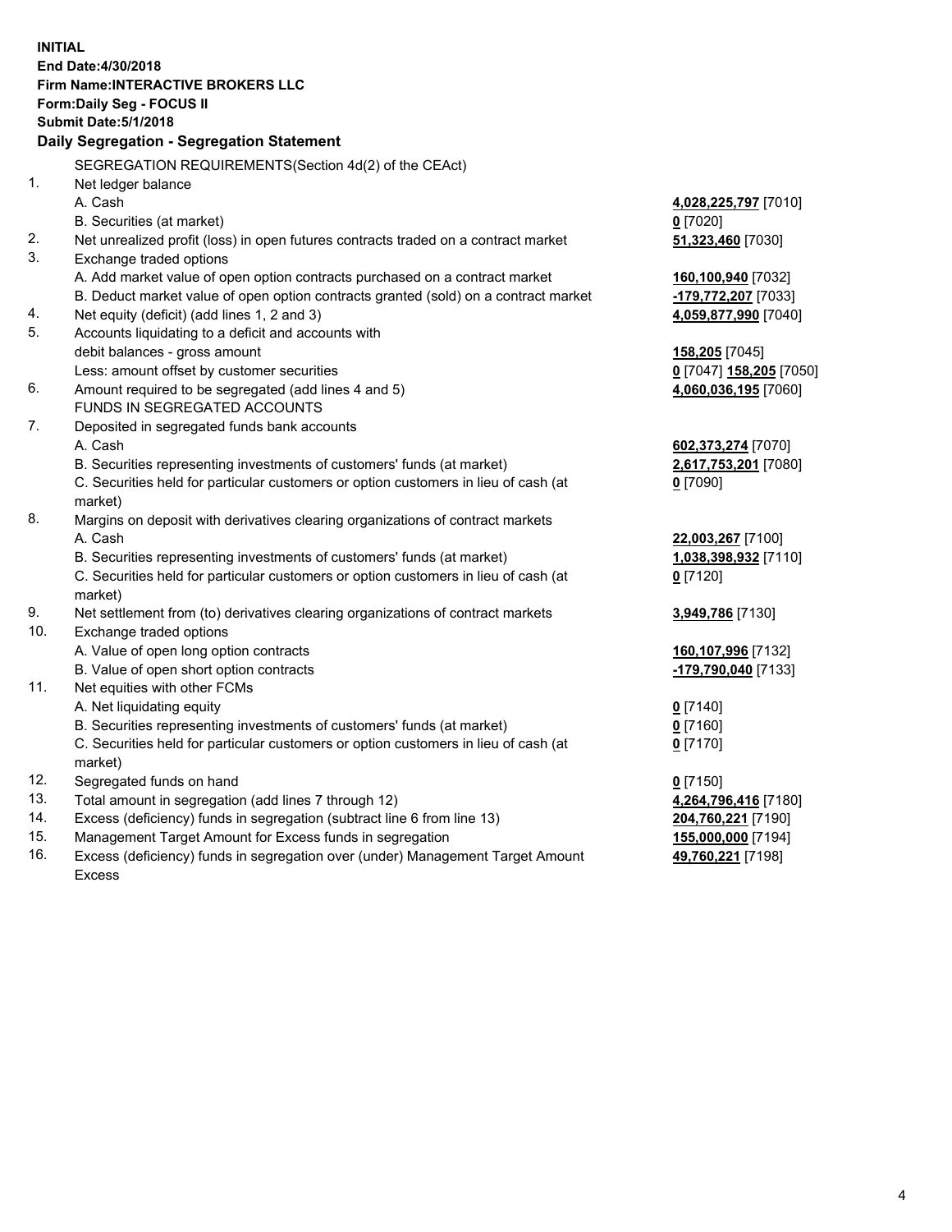**INITIAL**
**End Date:4/30/2018**
**Firm Name:INTERACTIVE BROKERS LLC**
**Form:Daily Seg - FOCUS II**
**Submit Date:5/1/2018**

**Daily Segregation - Segregation Statement**

SEGREGATION REQUIREMENTS(Section 4d(2) of the CEAct)

| | | |
|---|---|---|
| 1. | Net ledger balance | |
| | A. Cash | **4,028,225,797** [7010] |
| | B. Securities (at market) | **0** [7020] |
| 2. | Net unrealized profit (loss) in open futures contracts traded on a contract market | **51,323,460** [7030] |
| 3. | Exchange traded options | |
| | A. Add market value of open option contracts purchased on a contract market | **160,100,940** [7032] |
| | B. Deduct market value of open option contracts granted (sold) on a contract market | **-179,772,207** [7033] |
| 4. | Net equity (deficit) (add lines 1, 2 and 3) | **4,059,877,990** [7040] |
| 5. | Accounts liquidating to a deficit and accounts with | |
| | debit balances - gross amount | **158,205** [7045] |
| | Less: amount offset by customer securities | **0** [7047] **158,205** [7050] |
| 6. | Amount required to be segregated (add lines 4 and 5) | **4,060,036,195** [7060] |
| | FUNDS IN SEGREGATED ACCOUNTS | |
| 7. | Deposited in segregated funds bank accounts | |
| | A. Cash | **602,373,274** [7070] |
| | B. Securities representing investments of customers' funds (at market) | **2,617,753,201** [7080] |
| | C. Securities held for particular customers or option customers in lieu of cash (at market) | **0** [7090] |
| 8. | Margins on deposit with derivatives clearing organizations of contract markets | |
| | A. Cash | **22,003,267** [7100] |
| | B. Securities representing investments of customers' funds (at market) | **1,038,398,932** [7110] |
| | C. Securities held for particular customers or option customers in lieu of cash (at market) | **0** [7120] |
| 9. | Net settlement from (to) derivatives clearing organizations of contract markets | **3,949,786** [7130] |
| 10. | Exchange traded options | |
| | A. Value of open long option contracts | **160,107,996** [7132] |
| | B. Value of open short option contracts | **-179,790,040** [7133] |
| 11. | Net equities with other FCMs | |
| | A. Net liquidating equity | **0** [7140] |
| | B. Securities representing investments of customers' funds (at market) | **0** [7160] |
| | C. Securities held for particular customers or option customers in lieu of cash (at market) | **0** [7170] |
| 12. | Segregated funds on hand | **0** [7150] |
| 13. | Total amount in segregation (add lines 7 through 12) | **4,264,796,416** [7180] |
| 14. | Excess (deficiency) funds in segregation (subtract line 6 from line 13) | **204,760,221** [7190] |
| 15. | Management Target Amount for Excess funds in segregation | **155,000,000** [7194] |
| 16. | Excess (deficiency) funds in segregation over (under) Management Target Amount Excess | **49,760,221** [7198] |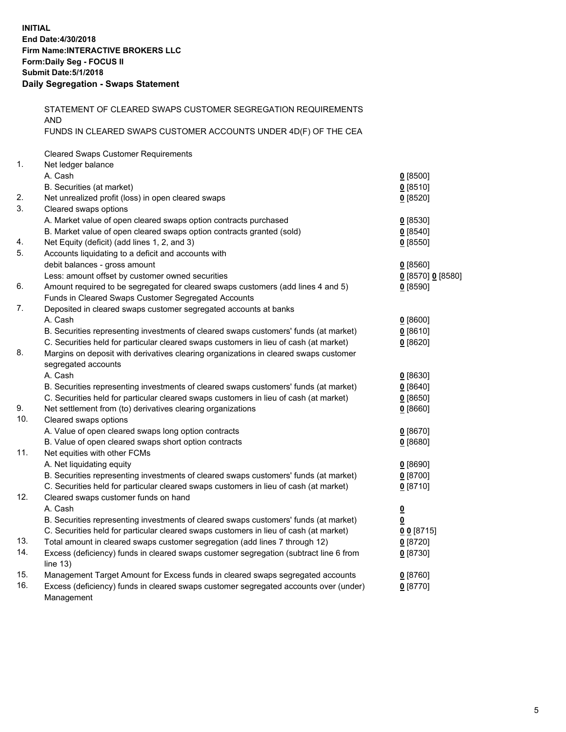**INITIAL**
**End Date:4/30/2018**
**Firm Name:INTERACTIVE BROKERS LLC**
**Form:Daily Seg - FOCUS II**
**Submit Date:5/1/2018**
**Daily Segregation - Swaps Statement**

STATEMENT OF CLEARED SWAPS CUSTOMER SEGREGATION REQUIREMENTS AND FUNDS IN CLEARED SWAPS CUSTOMER ACCOUNTS UNDER 4D(F) OF THE CEA

| | | |
|---|---|---|
| | Cleared Swaps Customer Requirements | |
| 1. | Net ledger balance | |
| | A. Cash | 0 [8500] |
| | B. Securities (at market) | 0 [8510] |
| 2. | Net unrealized profit (loss) in open cleared swaps | 0 [8520] |
| 3. | Cleared swaps options | |
| | A. Market value of open cleared swaps option contracts purchased | 0 [8530] |
| | B. Market value of open cleared swaps option contracts granted (sold) | 0 [8540] |
| 4. | Net Equity (deficit) (add lines 1, 2, and 3) | 0 [8550] |
| 5. | Accounts liquidating to a deficit and accounts with debit balances - gross amount | 0 [8560] |
| | Less: amount offset by customer owned securities | 0 [8570] 0 [8580] |
| 6. | Amount required to be segregated for cleared swaps customers (add lines 4 and 5) | 0 [8590] |
| | Funds in Cleared Swaps Customer Segregated Accounts | |
| 7. | Deposited in cleared swaps customer segregated accounts at banks | |
| | A. Cash | 0 [8600] |
| | B. Securities representing investments of cleared swaps customers' funds (at market) | 0 [8610] |
| | C. Securities held for particular cleared swaps customers in lieu of cash (at market) | 0 [8620] |
| 8. | Margins on deposit with derivatives clearing organizations in cleared swaps customer segregated accounts | |
| | A. Cash | 0 [8630] |
| | B. Securities representing investments of cleared swaps customers' funds (at market) | 0 [8640] |
| | C. Securities held for particular cleared swaps customers in lieu of cash (at market) | 0 [8650] |
| 9. | Net settlement from (to) derivatives clearing organizations | 0 [8660] |
| 10. | Cleared swaps options | |
| | A. Value of open cleared swaps long option contracts | 0 [8670] |
| | B. Value of open cleared swaps short option contracts | 0 [8680] |
| 11. | Net equities with other FCMs | |
| | A. Net liquidating equity | 0 [8690] |
| | B. Securities representing investments of cleared swaps customers' funds (at market) | 0 [8700] |
| | C. Securities held for particular cleared swaps customers in lieu of cash (at market) | 0 [8710] |
| 12. | Cleared swaps customer funds on hand | |
| | A. Cash | 0 |
| | B. Securities representing investments of cleared swaps customers' funds (at market) | 0 |
| | C. Securities held for particular cleared swaps customers in lieu of cash (at market) | 0 0 [8715] |
| 13. | Total amount in cleared swaps customer segregation (add lines 7 through 12) | 0 [8720] |
| 14. | Excess (deficiency) funds in cleared swaps customer segregation (subtract line 6 from line 13) | 0 [8730] |
| 15. | Management Target Amount for Excess funds in cleared swaps segregated accounts | 0 [8760] |
| 16. | Excess (deficiency) funds in cleared swaps customer segregated accounts over (under) Management | 0 [8770] |